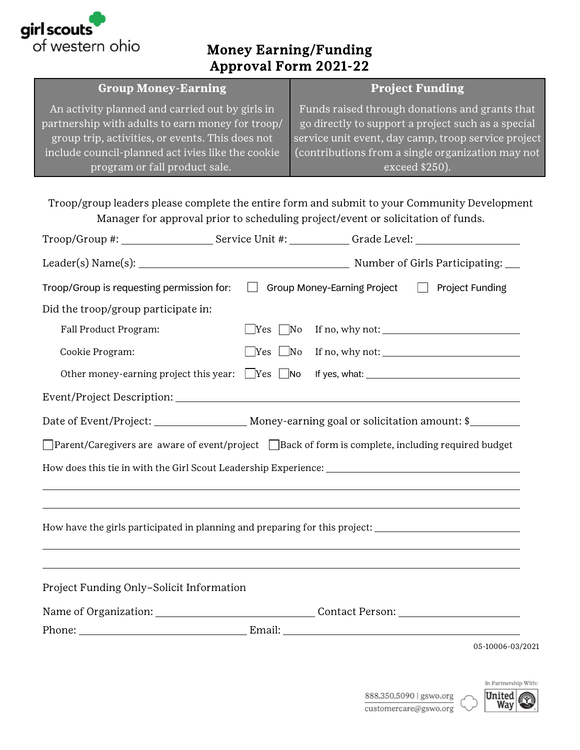girl scouts of western ohio

# Money Earning/Funding Approval Form 2021-22

| Group Money-Earning | Project Funding |
|---|---|
| An activity planned and carried out by girls in partnership with adults to earn money for troop/group trip, activities, or events. This does not include council-planned act ivies like the cookie program or fall product sale. | Funds raised through donations and grants that go directly to support a project such as a special service unit event, day camp, troop service project (contributions from a single organization may not exceed $250). |

Troop/group leaders please complete the entire form and submit to your Community Development Manager for approval prior to scheduling project/event or solicitation of funds.

Troop/Group #: ______________ Service Unit #: __________ Grade Level: ________________

Leader(s) Name(s): ____________________________________ Number of Girls Participating: ___

Troop/Group is requesting permission for: ☐ Group Money-Earning Project ☐ Project Funding

Did the troop/group participate in:

- Fall Product Program: ☐Yes ☐No If no, why not: ______________________
- Cookie Program: ☐Yes ☐No If no, why not: ______________________
- Other money-earning project this year: ☐Yes ☐No If yes, what: ______________________

Event/Project Description: ____________________________________________________________

Date of Event/Project: ________________ Money-earning goal or solicitation amount: $________

☐Parent/Caregivers are aware of event/project ☐Back of form is complete, including required budget

How does this tie in with the Girl Scout Leadership Experience: ________________________________

______________________________________________________________________________

______________________________________________________________________________

How have the girls participated in planning and preparing for this project: _______________________

______________________________________________________________________________

______________________________________________________________________________

Project Funding Only–Solicit Information

Name of Organization: ___________________________ Contact Person: _____________________

Phone: _______________________________ Email: ______________________________________

05-10006-03/2021

888.350.5090 | gswo.org
customercare@gswo.org

In Partnership With: United Way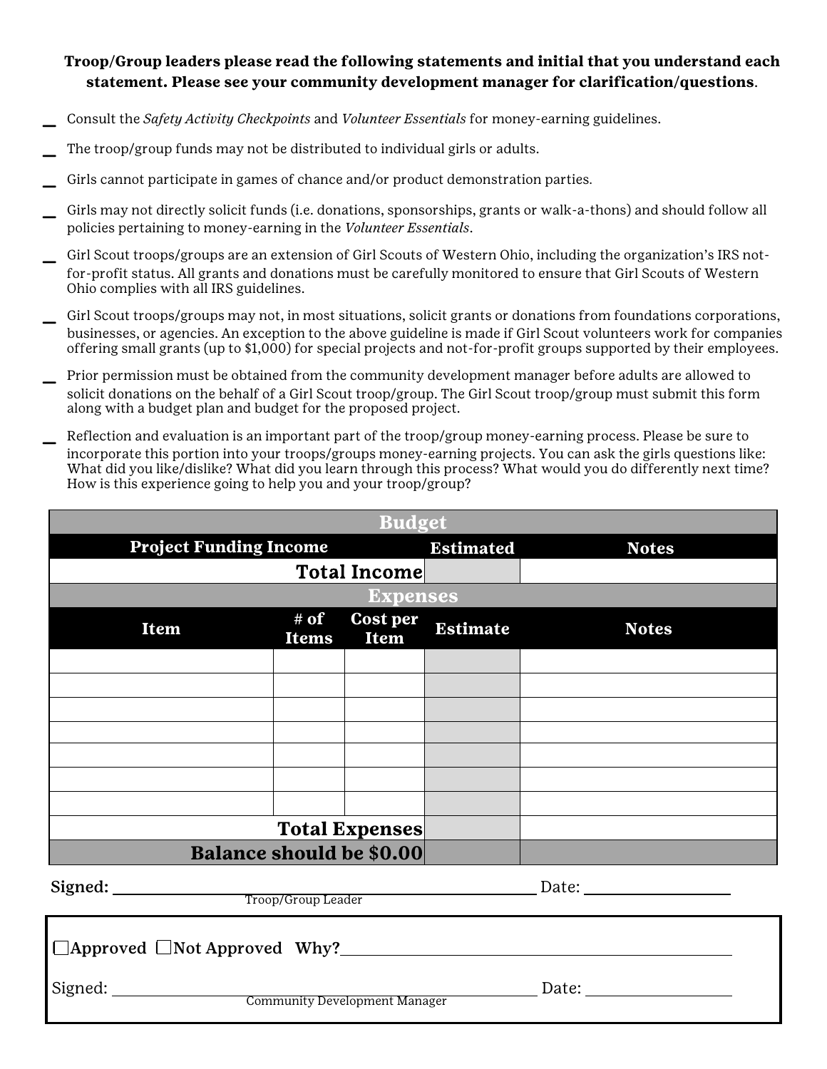**Troop/Group leaders please read the following statements and initial that you understand each statement. Please see your community development manager for clarification/questions**.

_ Consult the *Safety Activity Checkpoints* and *Volunteer Essentials* for money-earning guidelines.

_ The troop/group funds may not be distributed to individual girls or adults.

_ Girls cannot participate in games of chance and/or product demonstration parties.

_ Girls may not directly solicit funds (i.e. donations, sponsorships, grants or walk-a-thons) and should follow all policies pertaining to money-earning in the *Volunteer Essentials*.

_ Girl Scout troops/groups are an extension of Girl Scouts of Western Ohio, including the organization's IRS not-for-profit status. All grants and donations must be carefully monitored to ensure that Girl Scouts of Western Ohio complies with all IRS guidelines.

_ Girl Scout troops/groups may not, in most situations, solicit grants or donations from foundations corporations, businesses, or agencies. An exception to the above guideline is made if Girl Scout volunteers work for companies offering small grants (up to $1,000) for special projects and not-for-profit groups supported by their employees.

_ Prior permission must be obtained from the community development manager before adults are allowed to solicit donations on the behalf of a Girl Scout troop/group. The Girl Scout troop/group must submit this form along with a budget plan and budget for the proposed project.

_ Reflection and evaluation is an important part of the troop/group money-earning process. Please be sure to incorporate this portion into your troops/groups money-earning projects. You can ask the girls questions like: What did you like/dislike? What did you learn through this process? What would you do differently next time? How is this experience going to help you and your troop/group?

| **Budget** | | | | |
|---|---|---|---|---|
| **Project Funding Income** | | | **Estimated** | **Notes** |
| | | **Total Income** | | |
| **Expenses** | | | | |
| **Item** | **# of Items** | **Cost per Item** | **Estimate** | **Notes** |
| | | | | |
| | | | | |
| | | | | |
| | | | | |
| | | | | |
| | | | | |
| | | | | |
| | | **Total Expenses** | | |
| | | **Balance should be $0.00** | | |

**Signed:** ______________________________ Date: ______________
Troop/Group Leader

☐ **Approved** ☐ **Not Approved Why?** ______________________________

Signed: ______________________________ Date: ______________
Community Development Manager